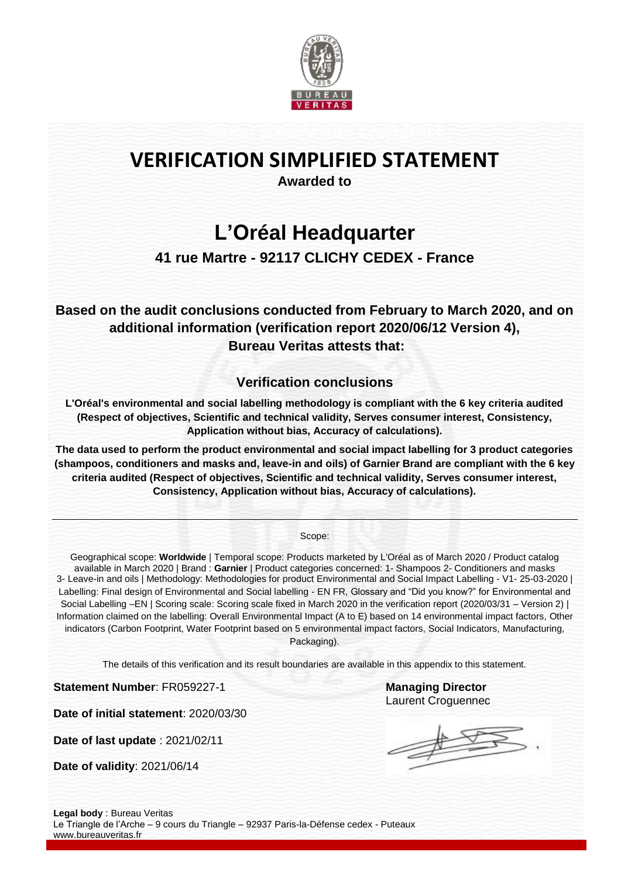# VERIFICATION SIMPLIFIED STATEMENT

**Awarded to**

# L'Oréal Headquarter

### 41 rue Martre - 92117 CLICHY CEDEX - France

**Based on the audit conclusions conducted from February to March 2020, and on additional information (verification report 2020/06/12 Version 4), Bureau Veritas attests that:**

## Verification conclusions

**L'Oréal's environmental and social labelling methodology is compliant with the 6 key criteria audited (Respect of objectives, Scientific and technical validity, Serves consumer interest, Consistency, Application without bias, Accuracy of calculations).**

**The data used to perform the product environmental and social impact labelling for 3 product categories (shampoos, conditioners and masks and, leave-in and oils) of Garnier Brand are compliant with the 6 key criteria audited (Respect of objectives, Scientific and technical validity, Serves consumer interest, Consistency, Application without bias, Accuracy of calculations).**

---

Scope:

Geographical scope: **Worldwide** | Temporal scope: Products marketed by L'Oréal as of March 2020 / Product catalog available in March 2020 | Brand : **Garnier** | Product categories concerned: 1- Shampoos 2- Conditioners and masks 3- Leave-in and oils | Methodology: Methodologies for product Environmental and Social Impact Labelling - V1- 25-03-2020 | Labelling: Final design of Environmental and Social labelling - EN FR, Glossary and "Did you know?" for Environmental and Social Labelling –EN | Scoring scale: Scoring scale fixed in March 2020 in the verification report (2020/03/31 – Version 2) | Information claimed on the labelling: Overall Environmental Impact (A to E) based on 14 environmental impact factors, Other indicators (Carbon Footprint, Water Footprint based on 5 environmental impact factors, Social Indicators, Manufacturing, Packaging).

The details of this verification and its result boundaries are available in this appendix to this statement.

**Statement Number**: FR059227-1

**Date of initial statement**: 2020/03/30

**Date of last update** : 2021/02/11

**Date of validity**: 2021/06/14

**Managing Director**
Laurent Croguennec

**Legal body** : Bureau Veritas
Le Triangle de l'Arche – 9 cours du Triangle – 92937 Paris-la-Défense cedex - Puteaux
www.bureauveritas.fr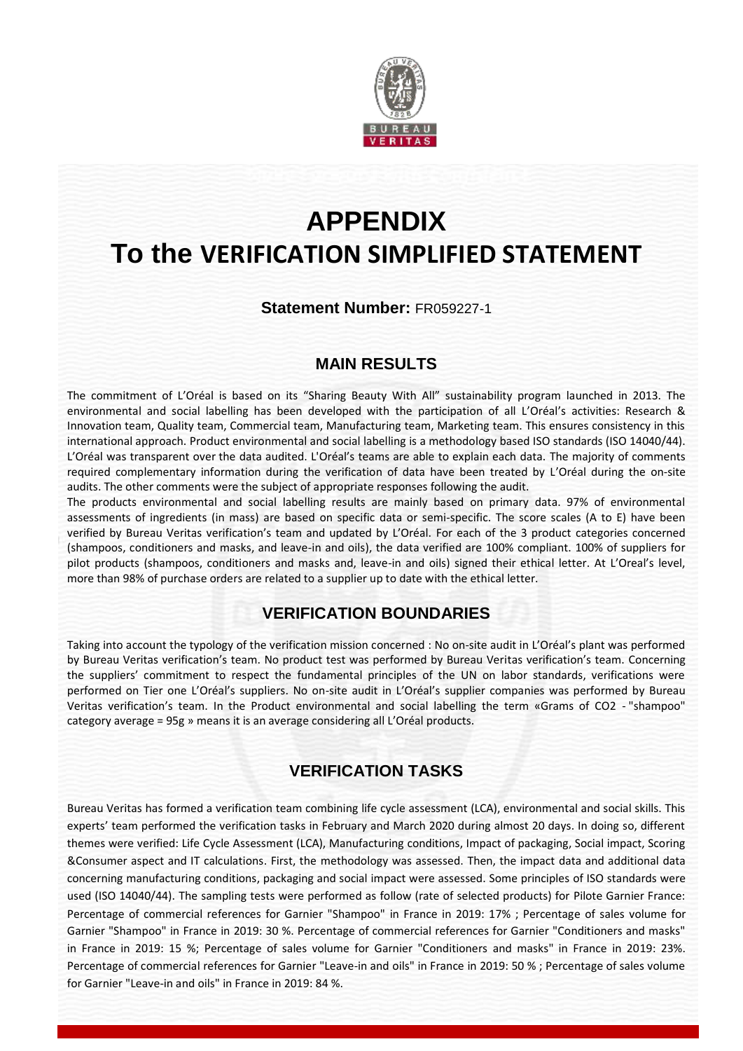# APPENDIX
# To the VERIFICATION SIMPLIFIED STATEMENT

**Statement Number:** FR059227-1

## MAIN RESULTS

The commitment of L'Oréal is based on its "Sharing Beauty With All" sustainability program launched in 2013. The environmental and social labelling has been developed with the participation of all L'Oréal's activities: Research & Innovation team, Quality team, Commercial team, Manufacturing team, Marketing team. This ensures consistency in this international approach. Product environmental and social labelling is a methodology based ISO standards (ISO 14040/44). L'Oréal was transparent over the data audited. L'Oréal's teams are able to explain each data. The majority of comments required complementary information during the verification of data have been treated by L'Oréal during the on-site audits. The other comments were the subject of appropriate responses following the audit.

The products environmental and social labelling results are mainly based on primary data. 97% of environmental assessments of ingredients (in mass) are based on specific data or semi-specific. The score scales (A to E) have been verified by Bureau Veritas verification's team and updated by L'Oréal. For each of the 3 product categories concerned (shampoos, conditioners and masks, and leave-in and oils), the data verified are 100% compliant. 100% of suppliers for pilot products (shampoos, conditioners and masks and, leave-in and oils) signed their ethical letter. At L'Oreal's level, more than 98% of purchase orders are related to a supplier up to date with the ethical letter.

## VERIFICATION BOUNDARIES

Taking into account the typology of the verification mission concerned : No on-site audit in L'Oréal's plant was performed by Bureau Veritas verification's team. No product test was performed by Bureau Veritas verification's team. Concerning the suppliers' commitment to respect the fundamental principles of the UN on labor standards, verifications were performed on Tier one L'Oréal's suppliers. No on-site audit in L'Oréal's supplier companies was performed by Bureau Veritas verification's team. In the Product environmental and social labelling the term «Grams of CO2 - "shampoo" category average = 95g » means it is an average considering all L'Oréal products.

## VERIFICATION TASKS

Bureau Veritas has formed a verification team combining life cycle assessment (LCA), environmental and social skills. This experts' team performed the verification tasks in February and March 2020 during almost 20 days. In doing so, different themes were verified: Life Cycle Assessment (LCA), Manufacturing conditions, Impact of packaging, Social impact, Scoring &Consumer aspect and IT calculations. First, the methodology was assessed. Then, the impact data and additional data concerning manufacturing conditions, packaging and social impact were assessed. Some principles of ISO standards were used (ISO 14040/44). The sampling tests were performed as follow (rate of selected products) for Pilote Garnier France: Percentage of commercial references for Garnier "Shampoo" in France in 2019: 17% ; Percentage of sales volume for Garnier "Shampoo" in France in 2019: 30 %. Percentage of commercial references for Garnier "Conditioners and masks" in France in 2019: 15 %; Percentage of sales volume for Garnier "Conditioners and masks" in France in 2019: 23%. Percentage of commercial references for Garnier "Leave-in and oils" in France in 2019: 50 % ; Percentage of sales volume for Garnier "Leave-in and oils" in France in 2019: 84 %.